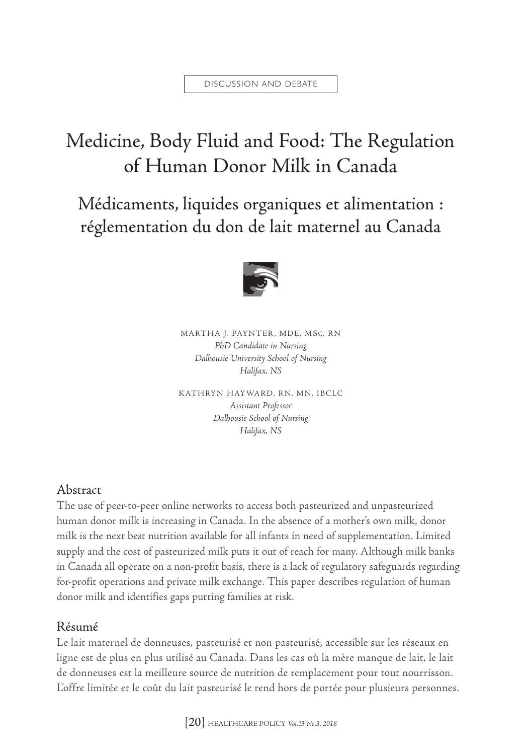DISCUSSION AND DEBATE

# Medicine, Body Fluid and Food: The Regulation of Human Donor Milk in Canada

# Médicaments, liquides organiques et alimentation : réglementation du don de lait maternel au Canada

MARTHA J. PAYNTER, MDE, MSc, RN
*PhD Candidate in Nursing*
*Dalhousie University School of Nursing*
*Halifax, NS*

KATHRYN HAYWARD, RN, MN, IBCLC
*Assistant Professor*
*Dalhousie School of Nursing*
*Halifax, NS*

## Abstract

The use of peer-to-peer online networks to access both pasteurized and unpasteurized human donor milk is increasing in Canada. In the absence of a mother's own milk, donor milk is the next best nutrition available for all infants in need of supplementation. Limited supply and the cost of pasteurized milk puts it out of reach for many. Although milk banks in Canada all operate on a non-profit basis, there is a lack of regulatory safeguards regarding for-profit operations and private milk exchange. This paper describes regulation of human donor milk and identifies gaps putting families at risk.

## Résumé

Le lait maternel de donneuses, pasteurisé et non pasteurisé, accessible sur les réseaux en ligne est de plus en plus utilisé au Canada. Dans les cas où la mère manque de lait, le lait de donneuses est la meilleure source de nutrition de remplacement pour tout nourrisson. L'offre limitée et le coût du lait pasteurisé le rend hors de portée pour plusieurs personnes.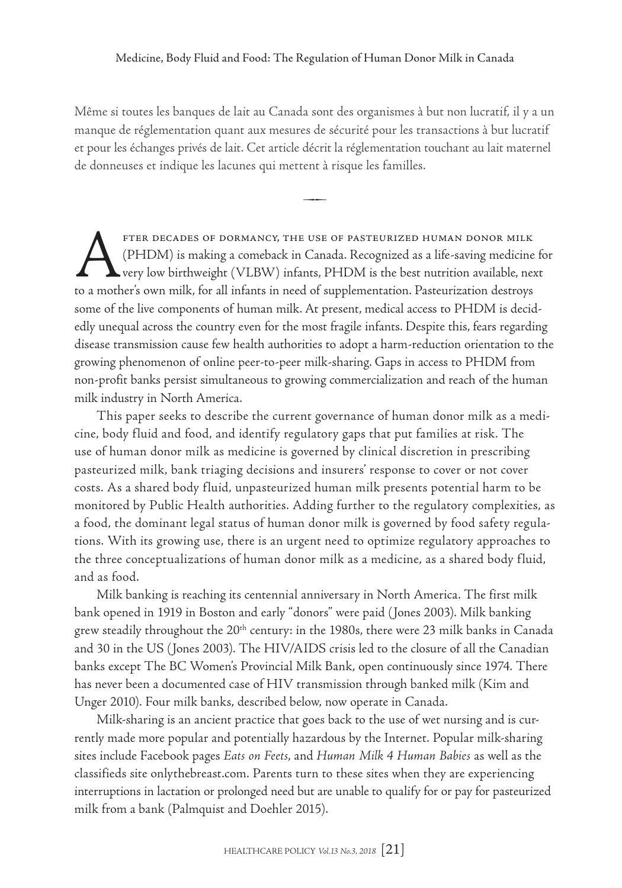Même si toutes les banques de lait au Canada sont des organismes à but non lucratif, il y a un manque de réglementation quant aux mesures de sécurité pour les transactions à but lucratif et pour les échanges privés de lait. Cet article décrit la réglementation touchant au lait maternel de donneuses et indique les lacunes qui mettent à risque les familles.

After decades of dormancy, the use of pasteurized human donor milk (PHDM) is making a comeback in Canada. Recognized as a life-saving medicine for very low birthweight (VLBW) infants, PHDM is the best nutrition available, next to a mother's own milk, for all infants in need of supplementation. Pasteurization destroys some of the live components of human milk. At present, medical access to PHDM is decidedly unequal across the country even for the most fragile infants. Despite this, fears regarding disease transmission cause few health authorities to adopt a harm-reduction orientation to the growing phenomenon of online peer-to-peer milk-sharing. Gaps in access to PHDM from non-profit banks persist simultaneous to growing commercialization and reach of the human milk industry in North America.

This paper seeks to describe the current governance of human donor milk as a medicine, body fluid and food, and identify regulatory gaps that put families at risk. The use of human donor milk as medicine is governed by clinical discretion in prescribing pasteurized milk, bank triaging decisions and insurers' response to cover or not cover costs. As a shared body fluid, unpasteurized human milk presents potential harm to be monitored by Public Health authorities. Adding further to the regulatory complexities, as a food, the dominant legal status of human donor milk is governed by food safety regulations. With its growing use, there is an urgent need to optimize regulatory approaches to the three conceptualizations of human donor milk as a medicine, as a shared body fluid, and as food.

Milk banking is reaching its centennial anniversary in North America. The first milk bank opened in 1919 in Boston and early "donors" were paid (Jones 2003). Milk banking grew steadily throughout the 20th century: in the 1980s, there were 23 milk banks in Canada and 30 in the US (Jones 2003). The HIV/AIDS crisis led to the closure of all the Canadian banks except The BC Women's Provincial Milk Bank, open continuously since 1974. There has never been a documented case of HIV transmission through banked milk (Kim and Unger 2010). Four milk banks, described below, now operate in Canada.

Milk-sharing is an ancient practice that goes back to the use of wet nursing and is currently made more popular and potentially hazardous by the Internet. Popular milk-sharing sites include Facebook pages *Eats on Feets*, and *Human Milk 4 Human Babies* as well as the classifieds site onlythebreast.com. Parents turn to these sites when they are experiencing interruptions in lactation or prolonged need but are unable to qualify for or pay for pasteurized milk from a bank (Palmquist and Doehler 2015).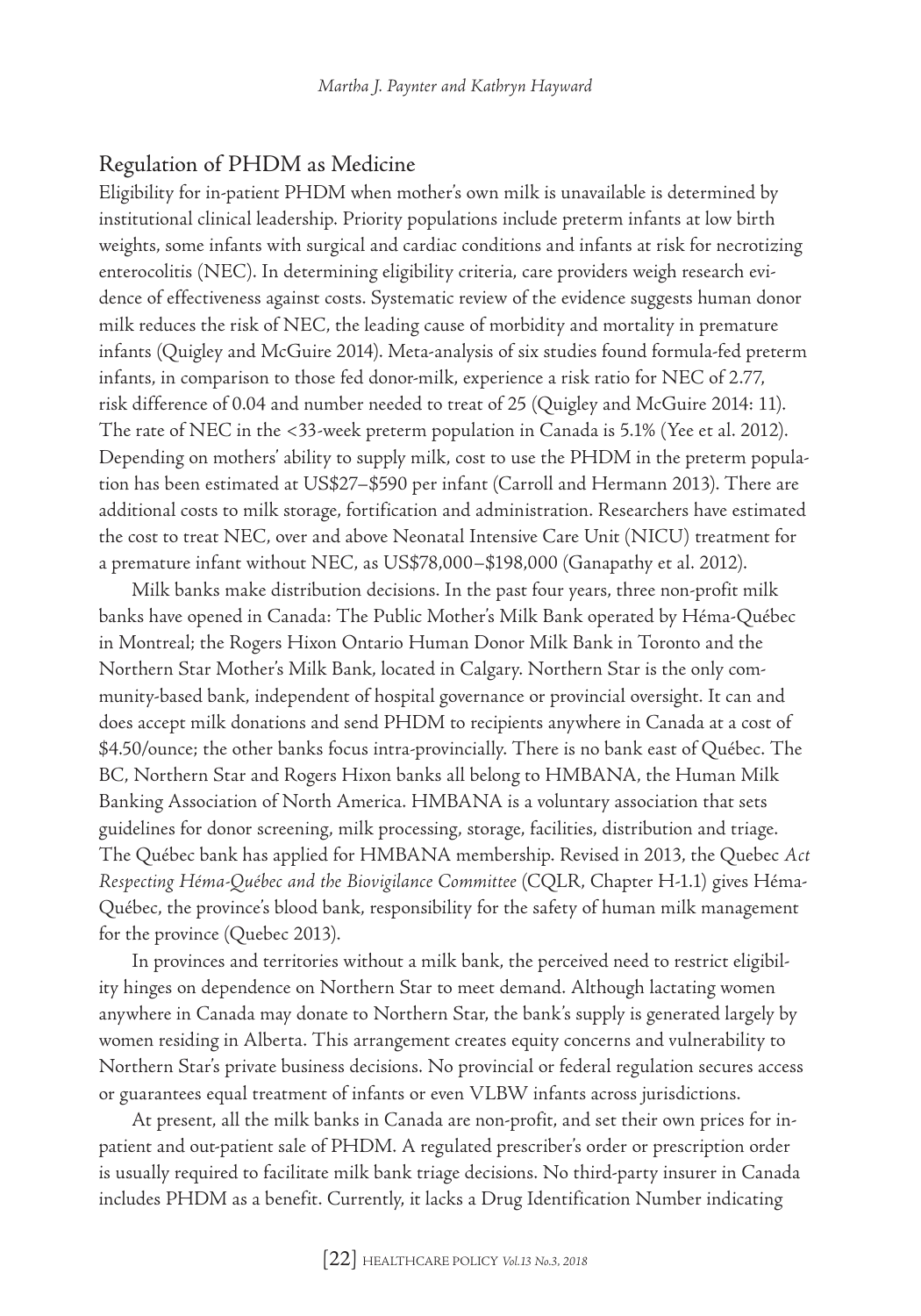## Regulation of PHDM as Medicine

Eligibility for in-patient PHDM when mother's own milk is unavailable is determined by institutional clinical leadership. Priority populations include preterm infants at low birth weights, some infants with surgical and cardiac conditions and infants at risk for necrotizing enterocolitis (NEC). In determining eligibility criteria, care providers weigh research evidence of effectiveness against costs. Systematic review of the evidence suggests human donor milk reduces the risk of NEC, the leading cause of morbidity and mortality in premature infants (Quigley and McGuire 2014). Meta-analysis of six studies found formula-fed preterm infants, in comparison to those fed donor-milk, experience a risk ratio for NEC of 2.77, risk difference of 0.04 and number needed to treat of 25 (Quigley and McGuire 2014: 11). The rate of NEC in the <33-week preterm population in Canada is 5.1% (Yee et al. 2012). Depending on mothers' ability to supply milk, cost to use the PHDM in the preterm population has been estimated at US$27–$590 per infant (Carroll and Hermann 2013). There are additional costs to milk storage, fortification and administration. Researchers have estimated the cost to treat NEC, over and above Neonatal Intensive Care Unit (NICU) treatment for a premature infant without NEC, as US$78,000–$198,000 (Ganapathy et al. 2012).

Milk banks make distribution decisions. In the past four years, three non-profit milk banks have opened in Canada: The Public Mother's Milk Bank operated by Héma-Québec in Montreal; the Rogers Hixon Ontario Human Donor Milk Bank in Toronto and the Northern Star Mother's Milk Bank, located in Calgary. Northern Star is the only community-based bank, independent of hospital governance or provincial oversight. It can and does accept milk donations and send PHDM to recipients anywhere in Canada at a cost of $4.50/ounce; the other banks focus intra-provincially. There is no bank east of Québec. The BC, Northern Star and Rogers Hixon banks all belong to HMBANA, the Human Milk Banking Association of North America. HMBANA is a voluntary association that sets guidelines for donor screening, milk processing, storage, facilities, distribution and triage. The Québec bank has applied for HMBANA membership. Revised in 2013, the Quebec *Act Respecting Héma-Québec and the Biovigilance Committee* (CQLR, Chapter H-1.1) gives Héma-Québec, the province's blood bank, responsibility for the safety of human milk management for the province (Quebec 2013).

In provinces and territories without a milk bank, the perceived need to restrict eligibility hinges on dependence on Northern Star to meet demand. Although lactating women anywhere in Canada may donate to Northern Star, the bank's supply is generated largely by women residing in Alberta. This arrangement creates equity concerns and vulnerability to Northern Star's private business decisions. No provincial or federal regulation secures access or guarantees equal treatment of infants or even VLBW infants across jurisdictions.

At present, all the milk banks in Canada are non-profit, and set their own prices for in-patient and out-patient sale of PHDM. A regulated prescriber's order or prescription order is usually required to facilitate milk bank triage decisions. No third-party insurer in Canada includes PHDM as a benefit. Currently, it lacks a Drug Identification Number indicating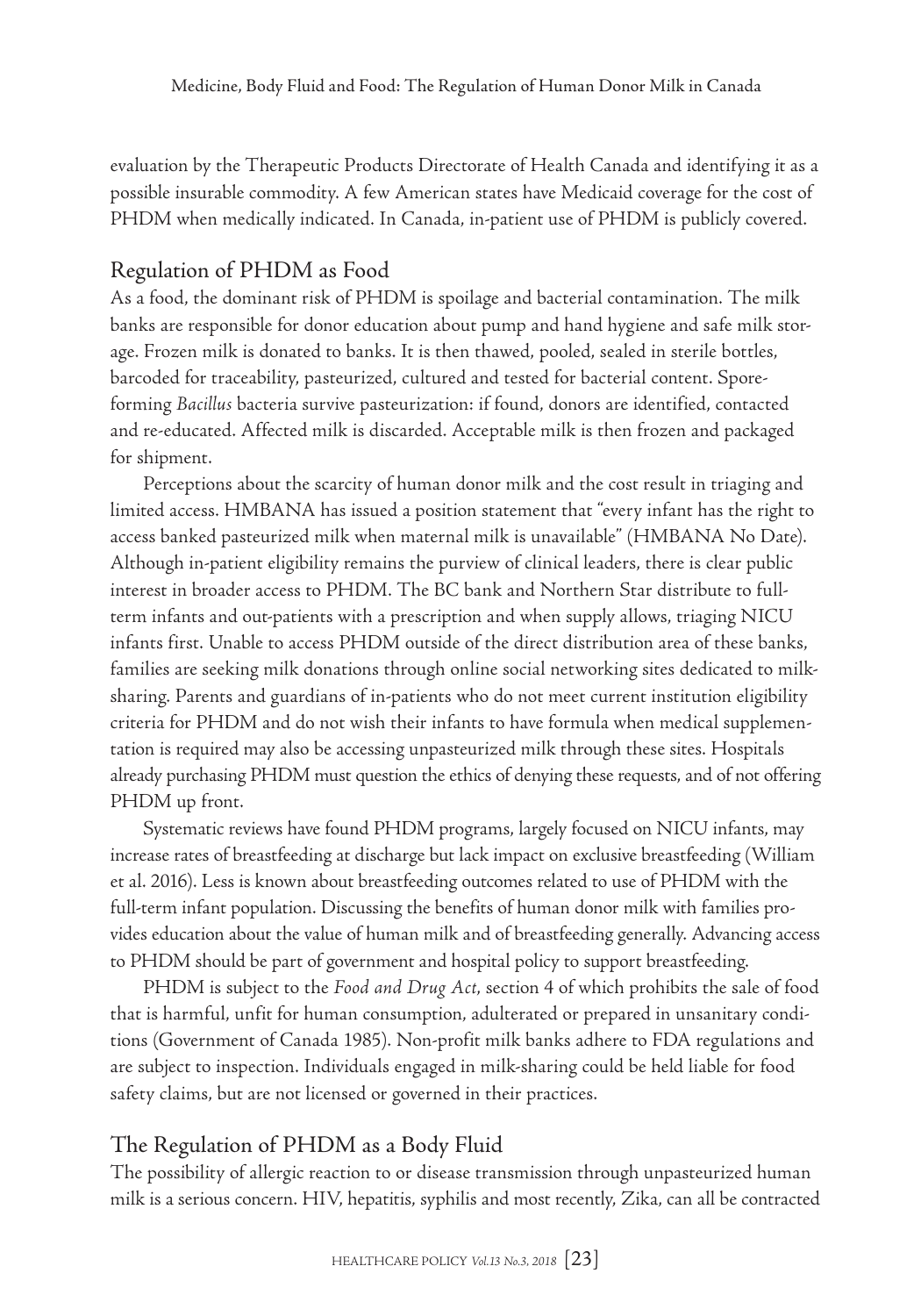evaluation by the Therapeutic Products Directorate of Health Canada and identifying it as a possible insurable commodity. A few American states have Medicaid coverage for the cost of PHDM when medically indicated. In Canada, in-patient use of PHDM is publicly covered.

## Regulation of PHDM as Food

As a food, the dominant risk of PHDM is spoilage and bacterial contamination. The milk banks are responsible for donor education about pump and hand hygiene and safe milk storage. Frozen milk is donated to banks. It is then thawed, pooled, sealed in sterile bottles, barcoded for traceability, pasteurized, cultured and tested for bacterial content. Spore-forming *Bacillus* bacteria survive pasteurization: if found, donors are identified, contacted and re-educated. Affected milk is discarded. Acceptable milk is then frozen and packaged for shipment.

Perceptions about the scarcity of human donor milk and the cost result in triaging and limited access. HMBANA has issued a position statement that "every infant has the right to access banked pasteurized milk when maternal milk is unavailable" (HMBANA No Date). Although in-patient eligibility remains the purview of clinical leaders, there is clear public interest in broader access to PHDM. The BC bank and Northern Star distribute to full-term infants and out-patients with a prescription and when supply allows, triaging NICU infants first. Unable to access PHDM outside of the direct distribution area of these banks, families are seeking milk donations through online social networking sites dedicated to milk-sharing. Parents and guardians of in-patients who do not meet current institution eligibility criteria for PHDM and do not wish their infants to have formula when medical supplementation is required may also be accessing unpasteurized milk through these sites. Hospitals already purchasing PHDM must question the ethics of denying these requests, and of not offering PHDM up front.

Systematic reviews have found PHDM programs, largely focused on NICU infants, may increase rates of breastfeeding at discharge but lack impact on exclusive breastfeeding (William et al. 2016). Less is known about breastfeeding outcomes related to use of PHDM with the full-term infant population. Discussing the benefits of human donor milk with families provides education about the value of human milk and of breastfeeding generally. Advancing access to PHDM should be part of government and hospital policy to support breastfeeding.

PHDM is subject to the *Food and Drug Act*, section 4 of which prohibits the sale of food that is harmful, unfit for human consumption, adulterated or prepared in unsanitary conditions (Government of Canada 1985). Non-profit milk banks adhere to FDA regulations and are subject to inspection. Individuals engaged in milk-sharing could be held liable for food safety claims, but are not licensed or governed in their practices.

## The Regulation of PHDM as a Body Fluid

The possibility of allergic reaction to or disease transmission through unpasteurized human milk is a serious concern. HIV, hepatitis, syphilis and most recently, Zika, can all be contracted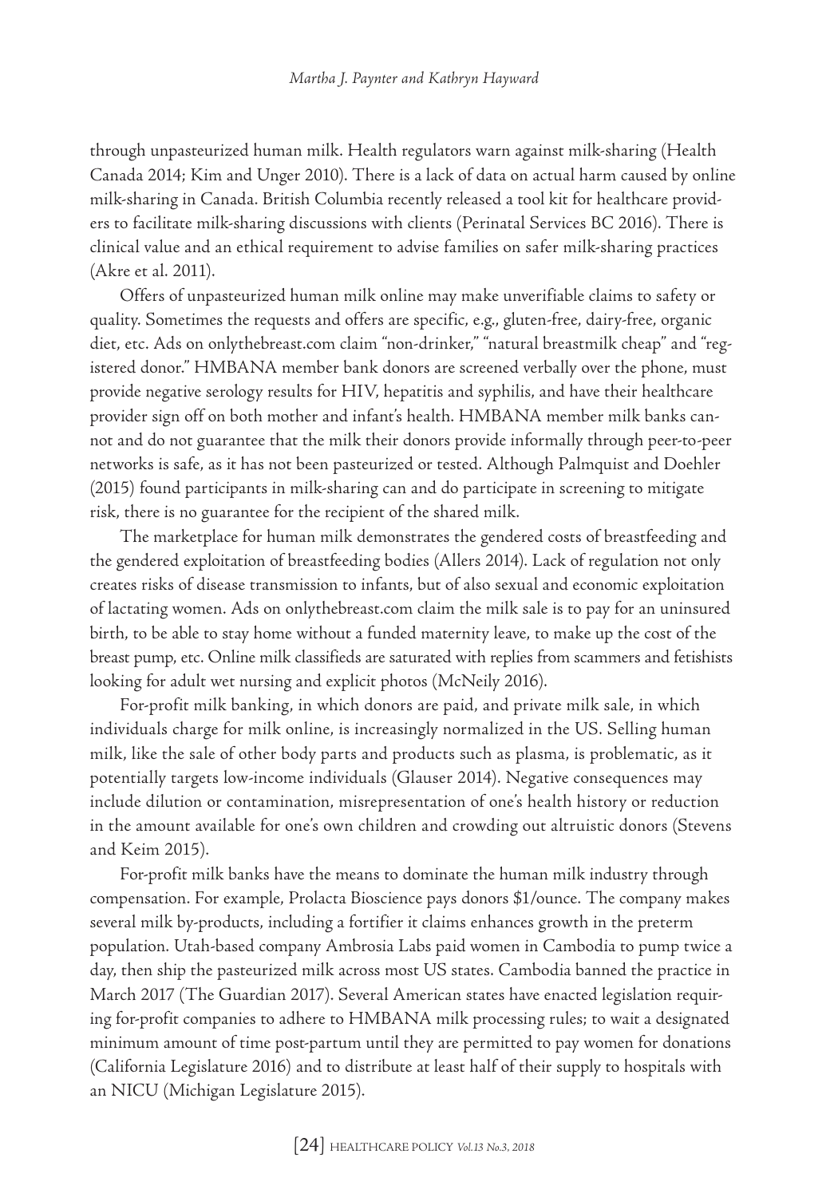through unpasteurized human milk. Health regulators warn against milk-sharing (Health Canada 2014; Kim and Unger 2010). There is a lack of data on actual harm caused by online milk-sharing in Canada. British Columbia recently released a tool kit for healthcare providers to facilitate milk-sharing discussions with clients (Perinatal Services BC 2016). There is clinical value and an ethical requirement to advise families on safer milk-sharing practices (Akre et al. 2011).

Offers of unpasteurized human milk online may make unverifiable claims to safety or quality. Sometimes the requests and offers are specific, e.g., gluten-free, dairy-free, organic diet, etc. Ads on onlythebreast.com claim "non-drinker," "natural breastmilk cheap" and "registered donor." HMBANA member bank donors are screened verbally over the phone, must provide negative serology results for HIV, hepatitis and syphilis, and have their healthcare provider sign off on both mother and infant's health. HMBANA member milk banks cannot and do not guarantee that the milk their donors provide informally through peer-to-peer networks is safe, as it has not been pasteurized or tested. Although Palmquist and Doehler (2015) found participants in milk-sharing can and do participate in screening to mitigate risk, there is no guarantee for the recipient of the shared milk.

The marketplace for human milk demonstrates the gendered costs of breastfeeding and the gendered exploitation of breastfeeding bodies (Allers 2014). Lack of regulation not only creates risks of disease transmission to infants, but of also sexual and economic exploitation of lactating women. Ads on onlythebreast.com claim the milk sale is to pay for an uninsured birth, to be able to stay home without a funded maternity leave, to make up the cost of the breast pump, etc. Online milk classifieds are saturated with replies from scammers and fetishists looking for adult wet nursing and explicit photos (McNeily 2016).

For-profit milk banking, in which donors are paid, and private milk sale, in which individuals charge for milk online, is increasingly normalized in the US. Selling human milk, like the sale of other body parts and products such as plasma, is problematic, as it potentially targets low-income individuals (Glauser 2014). Negative consequences may include dilution or contamination, misrepresentation of one's health history or reduction in the amount available for one's own children and crowding out altruistic donors (Stevens and Keim 2015).

For-profit milk banks have the means to dominate the human milk industry through compensation. For example, Prolacta Bioscience pays donors $1/ounce. The company makes several milk by-products, including a fortifier it claims enhances growth in the preterm population. Utah-based company Ambrosia Labs paid women in Cambodia to pump twice a day, then ship the pasteurized milk across most US states. Cambodia banned the practice in March 2017 (The Guardian 2017). Several American states have enacted legislation requiring for-profit companies to adhere to HMBANA milk processing rules; to wait a designated minimum amount of time post-partum until they are permitted to pay women for donations (California Legislature 2016) and to distribute at least half of their supply to hospitals with an NICU (Michigan Legislature 2015).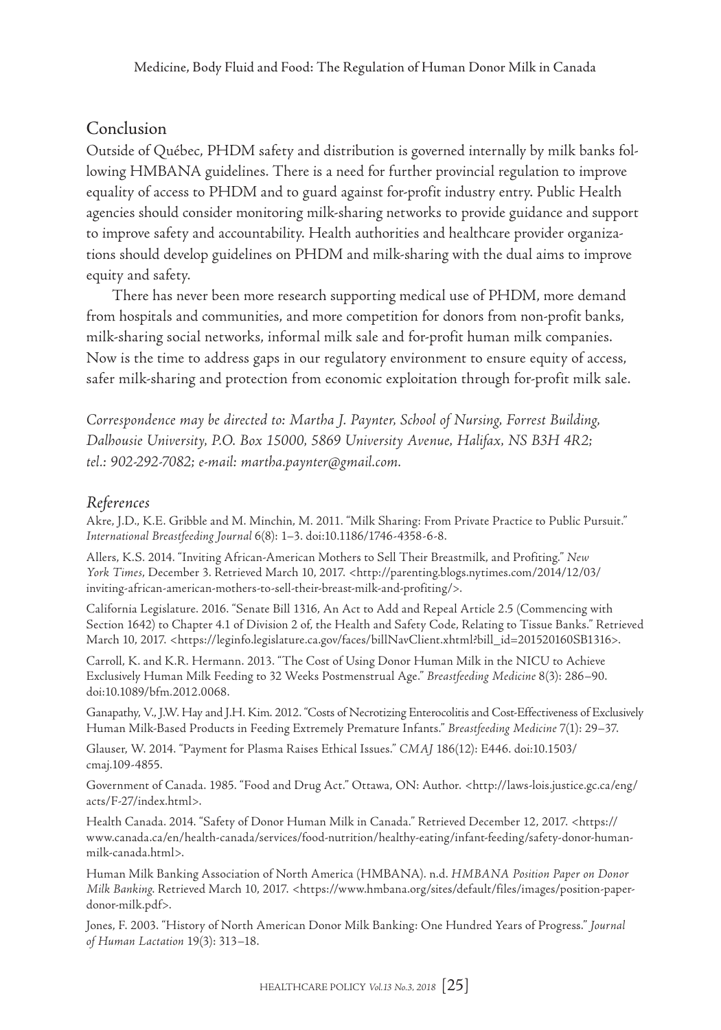## Conclusion

Outside of Québec, PHDM safety and distribution is governed internally by milk banks following HMBANA guidelines. There is a need for further provincial regulation to improve equality of access to PHDM and to guard against for-profit industry entry. Public Health agencies should consider monitoring milk-sharing networks to provide guidance and support to improve safety and accountability. Health authorities and healthcare provider organizations should develop guidelines on PHDM and milk-sharing with the dual aims to improve equity and safety.

There has never been more research supporting medical use of PHDM, more demand from hospitals and communities, and more competition for donors from non-profit banks, milk-sharing social networks, informal milk sale and for-profit human milk companies. Now is the time to address gaps in our regulatory environment to ensure equity of access, safer milk-sharing and protection from economic exploitation through for-profit milk sale.

*Correspondence may be directed to: Martha J. Paynter, School of Nursing, Forrest Building, Dalhousie University, P.O. Box 15000, 5869 University Avenue, Halifax, NS B3H 4R2; tel.: 902-292-7082; e-mail: martha.paynter@gmail.com.*

### *References*

Akre, J.D., K.E. Gribble and M. Minchin, M. 2011. "Milk Sharing: From Private Practice to Public Pursuit." *International Breastfeeding Journal* 6(8): 1–3. doi:10.1186/1746-4358-6-8.

Allers, K.S. 2014. "Inviting African-American Mothers to Sell Their Breastmilk, and Profiting." *New York Times*, December 3. Retrieved March 10, 2017. <http://parenting.blogs.nytimes.com/2014/12/03/inviting-african-american-mothers-to-sell-their-breast-milk-and-profiting/>.

California Legislature. 2016. "Senate Bill 1316, An Act to Add and Repeal Article 2.5 (Commencing with Section 1642) to Chapter 4.1 of Division 2 of, the Health and Safety Code, Relating to Tissue Banks." Retrieved March 10, 2017. <https://leginfo.legislature.ca.gov/faces/billNavClient.xhtml?bill_id=201520160SB1316>.

Carroll, K. and K.R. Hermann. 2013. "The Cost of Using Donor Human Milk in the NICU to Achieve Exclusively Human Milk Feeding to 32 Weeks Postmenstrual Age." *Breastfeeding Medicine* 8(3): 286–90. doi:10.1089/bfm.2012.0068.

Ganapathy, V., J.W. Hay and J.H. Kim. 2012. "Costs of Necrotizing Enterocolitis and Cost-Effectiveness of Exclusively Human Milk-Based Products in Feeding Extremely Premature Infants." *Breastfeeding Medicine* 7(1): 29–37.

Glauser, W. 2014. "Payment for Plasma Raises Ethical Issues." *CMAJ* 186(12): E446. doi:10.1503/cmaj.109-4855.

Government of Canada. 1985. "Food and Drug Act." Ottawa, ON: Author. <http://laws-lois.justice.gc.ca/eng/acts/F-27/index.html>.

Health Canada. 2014. "Safety of Donor Human Milk in Canada." Retrieved December 12, 2017. <https://www.canada.ca/en/health-canada/services/food-nutrition/healthy-eating/infant-feeding/safety-donor-human-milk-canada.html>.

Human Milk Banking Association of North America (HMBANA). n.d. *HMBANA Position Paper on Donor Milk Banking*. Retrieved March 10, 2017. <https://www.hmbana.org/sites/default/files/images/position-paper-donor-milk.pdf>.

Jones, F. 2003. "History of North American Donor Milk Banking: One Hundred Years of Progress." *Journal of Human Lactation* 19(3): 313–18.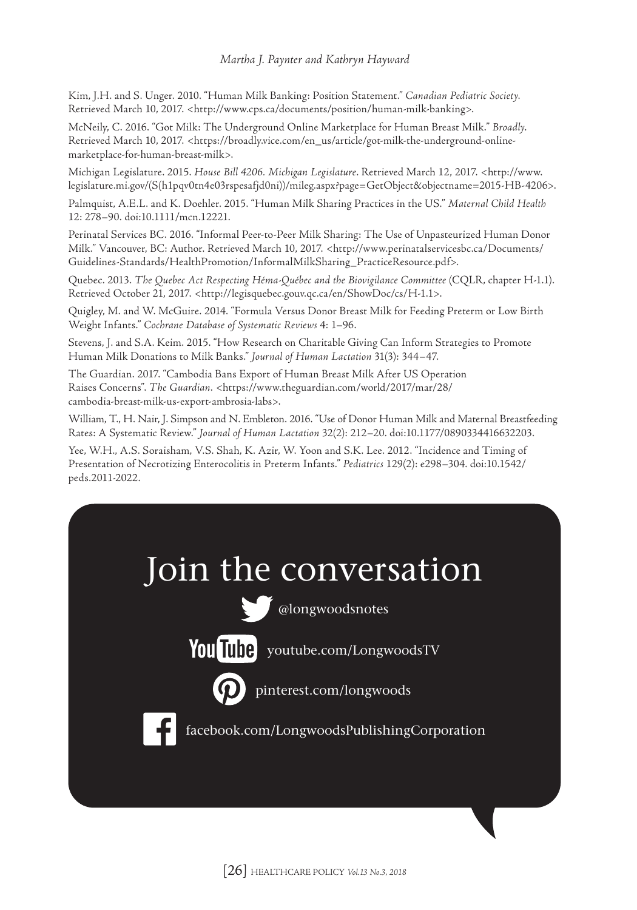Kim, J.H. and S. Unger. 2010. "Human Milk Banking: Position Statement." *Canadian Pediatric Society*. Retrieved March 10, 2017. <http://www.cps.ca/documents/position/human-milk-banking>.

McNeily, C. 2016. "Got Milk: The Underground Online Marketplace for Human Breast Milk." *Broadly*. Retrieved March 10, 2017. <https://broadly.vice.com/en_us/article/got-milk-the-underground-online-marketplace-for-human-breast-milk>.

Michigan Legislature. 2015. *House Bill 4206. Michigan Legislature*. Retrieved March 12, 2017. <http://www.legislature.mi.gov/(S(h1pqv0tn4e03rspesafjd0ni))/mileg.aspx?page=GetObject&objectname=2015-HB-4206>.

Palmquist, A.E.L. and K. Doehler. 2015. "Human Milk Sharing Practices in the US." *Maternal Child Health* 12: 278–90. doi:10.1111/mcn.12221.

Perinatal Services BC. 2016. "Informal Peer-to-Peer Milk Sharing: The Use of Unpasteurized Human Donor Milk." Vancouver, BC: Author. Retrieved March 10, 2017. <http://www.perinatalservicesbc.ca/Documents/Guidelines-Standards/HealthPromotion/InformalMilkSharing_PracticeResource.pdf>.

Quebec. 2013. *The Quebec Act Respecting Héma-Québec and the Biovigilance Committee* (CQLR, chapter H-1.1). Retrieved October 21, 2017. <http://legisquebec.gouv.qc.ca/en/ShowDoc/cs/H-1.1>.

Quigley, M. and W. McGuire. 2014. "Formula Versus Donor Breast Milk for Feeding Preterm or Low Birth Weight Infants." *Cochrane Database of Systematic Reviews* 4: 1–96.

Stevens, J. and S.A. Keim. 2015. "How Research on Charitable Giving Can Inform Strategies to Promote Human Milk Donations to Milk Banks." *Journal of Human Lactation* 31(3): 344–47.

The Guardian. 2017. "Cambodia Bans Export of Human Breast Milk After US Operation Raises Concerns". *The Guardian*. <https://www.theguardian.com/world/2017/mar/28/cambodia-breast-milk-us-export-ambrosia-labs>.

William, T., H. Nair, J. Simpson and N. Embleton. 2016. "Use of Donor Human Milk and Maternal Breastfeeding Rates: A Systematic Review." *Journal of Human Lactation* 32(2): 212–20. doi:10.1177/0890334416632203.

Yee, W.H., A.S. Soraisham, V.S. Shah, K. Azir, W. Yoon and S.K. Lee. 2012. "Incidence and Timing of Presentation of Necrotizing Enterocolitis in Preterm Infants." *Pediatrics* 129(2): e298–304. doi:10.1542/peds.2011-2022.

# Join the conversation

@longwoodsnotes

youtube.com/LongwoodsTV

pinterest.com/longwoods

facebook.com/LongwoodsPublishingCorporation